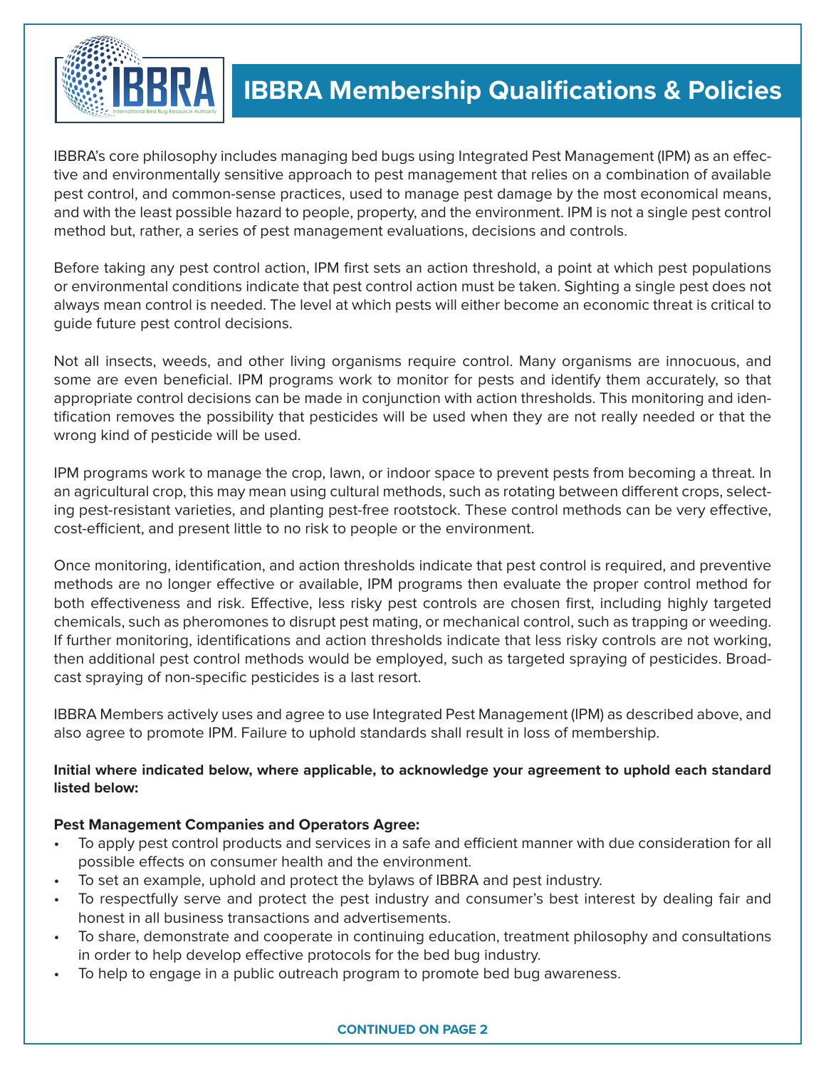# IBBRA Membership Qualifications & Policies

IBBRA's core philosophy includes managing bed bugs using Integrated Pest Management (IPM) as an effective and environmentally sensitive approach to pest management that relies on a combination of available pest control, and common-sense practices, used to manage pest damage by the most economical means, and with the least possible hazard to people, property, and the environment. IPM is not a single pest control method but, rather, a series of pest management evaluations, decisions and controls.

Before taking any pest control action, IPM first sets an action threshold, a point at which pest populations or environmental conditions indicate that pest control action must be taken. Sighting a single pest does not always mean control is needed. The level at which pests will either become an economic threat is critical to guide future pest control decisions.

Not all insects, weeds, and other living organisms require control. Many organisms are innocuous, and some are even beneficial. IPM programs work to monitor for pests and identify them accurately, so that appropriate control decisions can be made in conjunction with action thresholds. This monitoring and identification removes the possibility that pesticides will be used when they are not really needed or that the wrong kind of pesticide will be used.

IPM programs work to manage the crop, lawn, or indoor space to prevent pests from becoming a threat. In an agricultural crop, this may mean using cultural methods, such as rotating between different crops, selecting pest-resistant varieties, and planting pest-free rootstock. These control methods can be very effective, cost-efficient, and present little to no risk to people or the environment.

Once monitoring, identification, and action thresholds indicate that pest control is required, and preventive methods are no longer effective or available, IPM programs then evaluate the proper control method for both effectiveness and risk. Effective, less risky pest controls are chosen first, including highly targeted chemicals, such as pheromones to disrupt pest mating, or mechanical control, such as trapping or weeding. If further monitoring, identifications and action thresholds indicate that less risky controls are not working, then additional pest control methods would be employed, such as targeted spraying of pesticides. Broadcast spraying of non-specific pesticides is a last resort.

IBBRA Members actively uses and agree to use Integrated Pest Management (IPM) as described above, and also agree to promote IPM. Failure to uphold standards shall result in loss of membership.

**Initial where indicated below, where applicable, to acknowledge your agreement to uphold each standard listed below:**

**Pest Management Companies and Operators Agree:**

- To apply pest control products and services in a safe and efficient manner with due consideration for all possible effects on consumer health and the environment.
- To set an example, uphold and protect the bylaws of IBBRA and pest industry.
- To respectfully serve and protect the pest industry and consumer's best interest by dealing fair and honest in all business transactions and advertisements.
- To share, demonstrate and cooperate in continuing education, treatment philosophy and consultations in order to help develop effective protocols for the bed bug industry.
- To help to engage in a public outreach program to promote bed bug awareness.

**CONTINUED ON PAGE 2**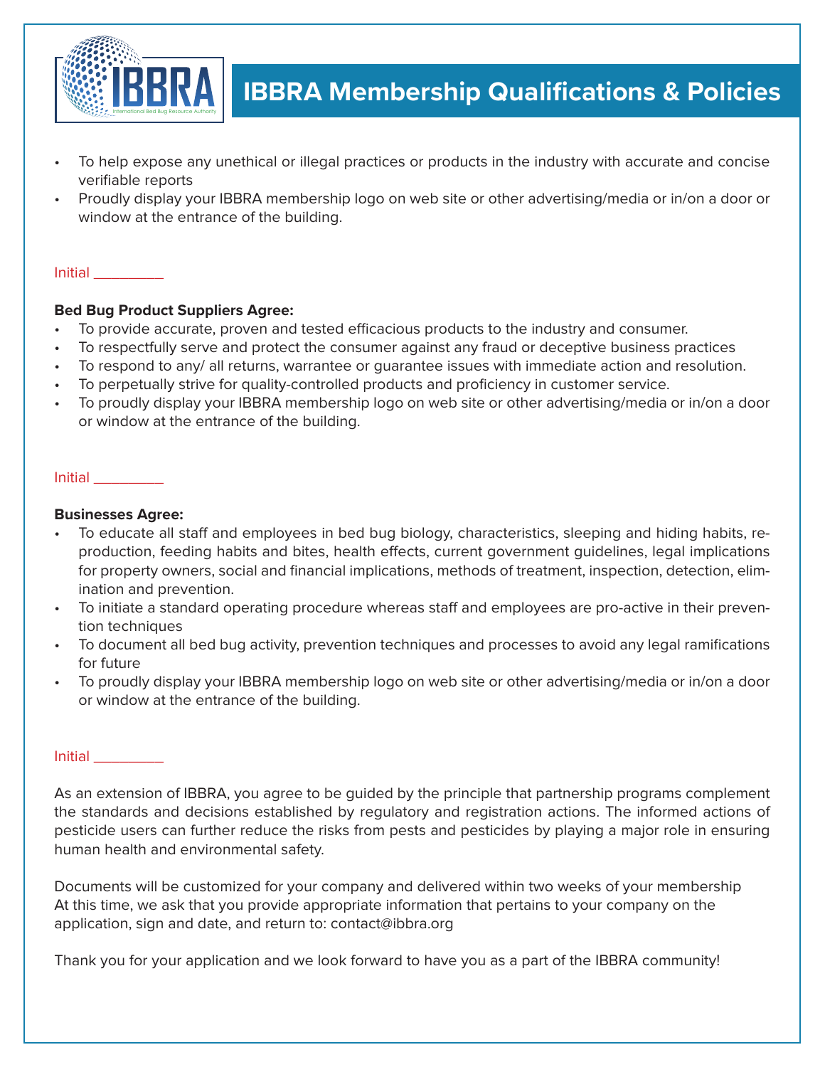# IBBRA Membership Qualifications & Policies

- To help expose any unethical or illegal practices or products in the industry with accurate and concise verifiable reports
- Proudly display your IBBRA membership logo on web site or other advertising/media or in/on a door or window at the entrance of the building.

Initial ________

**Bed Bug Product Suppliers Agree:**

- To provide accurate, proven and tested efficacious products to the industry and consumer.
- To respectfully serve and protect the consumer against any fraud or deceptive business practices
- To respond to any/ all returns, warrantee or guarantee issues with immediate action and resolution.
- To perpetually strive for quality-controlled products and proficiency in customer service.
- To proudly display your IBBRA membership logo on web site or other advertising/media or in/on a door or window at the entrance of the building.

Initial ________

**Businesses Agree:**

- To educate all staff and employees in bed bug biology, characteristics, sleeping and hiding habits, reproduction, feeding habits and bites, health effects, current government guidelines, legal implications for property owners, social and financial implications, methods of treatment, inspection, detection, elimination and prevention.
- To initiate a standard operating procedure whereas staff and employees are pro-active in their prevention techniques
- To document all bed bug activity, prevention techniques and processes to avoid any legal ramifications for future
- To proudly display your IBBRA membership logo on web site or other advertising/media or in/on a door or window at the entrance of the building.

Initial ________

As an extension of IBBRA, you agree to be guided by the principle that partnership programs complement the standards and decisions established by regulatory and registration actions. The informed actions of pesticide users can further reduce the risks from pests and pesticides by playing a major role in ensuring human health and environmental safety.

Documents will be customized for your company and delivered within two weeks of your membership
At this time, we ask that you provide appropriate information that pertains to your company on the application, sign and date, and return to: contact@ibbra.org

Thank you for your application and we look forward to have you as a part of the IBBRA community!